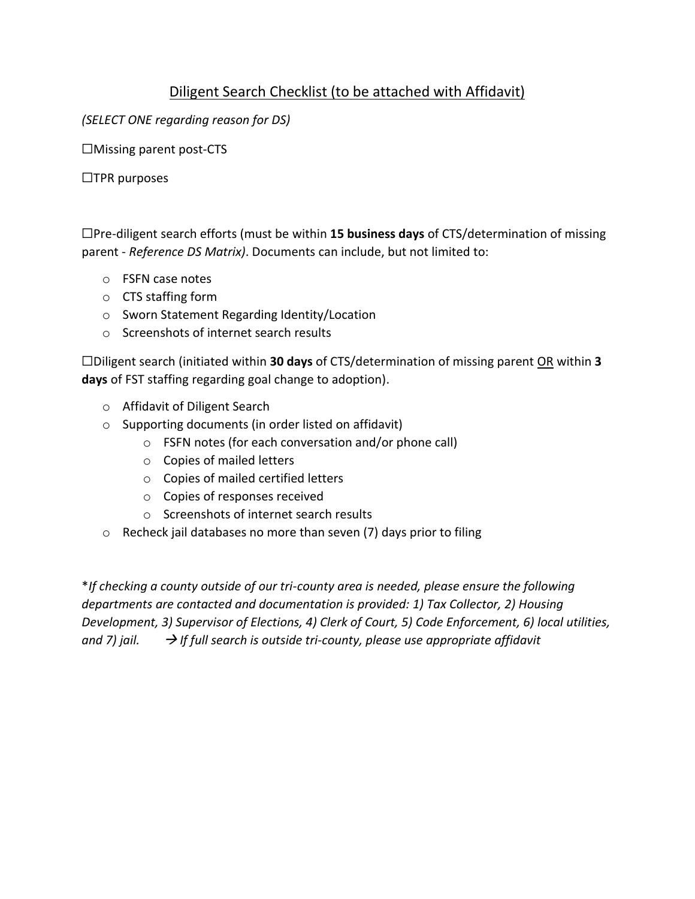## <u>Diligent Search Checklist (to be attached with Affidavit)</u>

*(SELECT ONE regarding reason for DS)*

☐Missing parent post-CTS

☐TPR purposes

☐Pre-diligent search efforts (must be within **15 business days** of CTS/determination of missing parent - *Reference DS Matrix)*. Documents can include, but not limited to:

- FSFN case notes
- CTS staffing form
- Sworn Statement Regarding Identity/Location
- Screenshots of internet search results

☐Diligent search (initiated within **30 days** of CTS/determination of missing parent <u>OR</u> within **3 days** of FST staffing regarding goal change to adoption).

- Affidavit of Diligent Search
- Supporting documents (in order listed on affidavit)
  - FSFN notes (for each conversation and/or phone call)
  - Copies of mailed letters
  - Copies of mailed certified letters
  - Copies of responses received
  - Screenshots of internet search results
- Recheck jail databases no more than seven (7) days prior to filing

**If checking a county outside of our tri-county area is needed, please ensure the following departments are contacted and documentation is provided: 1) Tax Collector, 2) Housing Development, 3) Supervisor of Elections, 4) Clerk of Court, 5) Code Enforcement, 6) local utilities, and 7) jail. → If full search is outside tri-county, please use appropriate affidavit*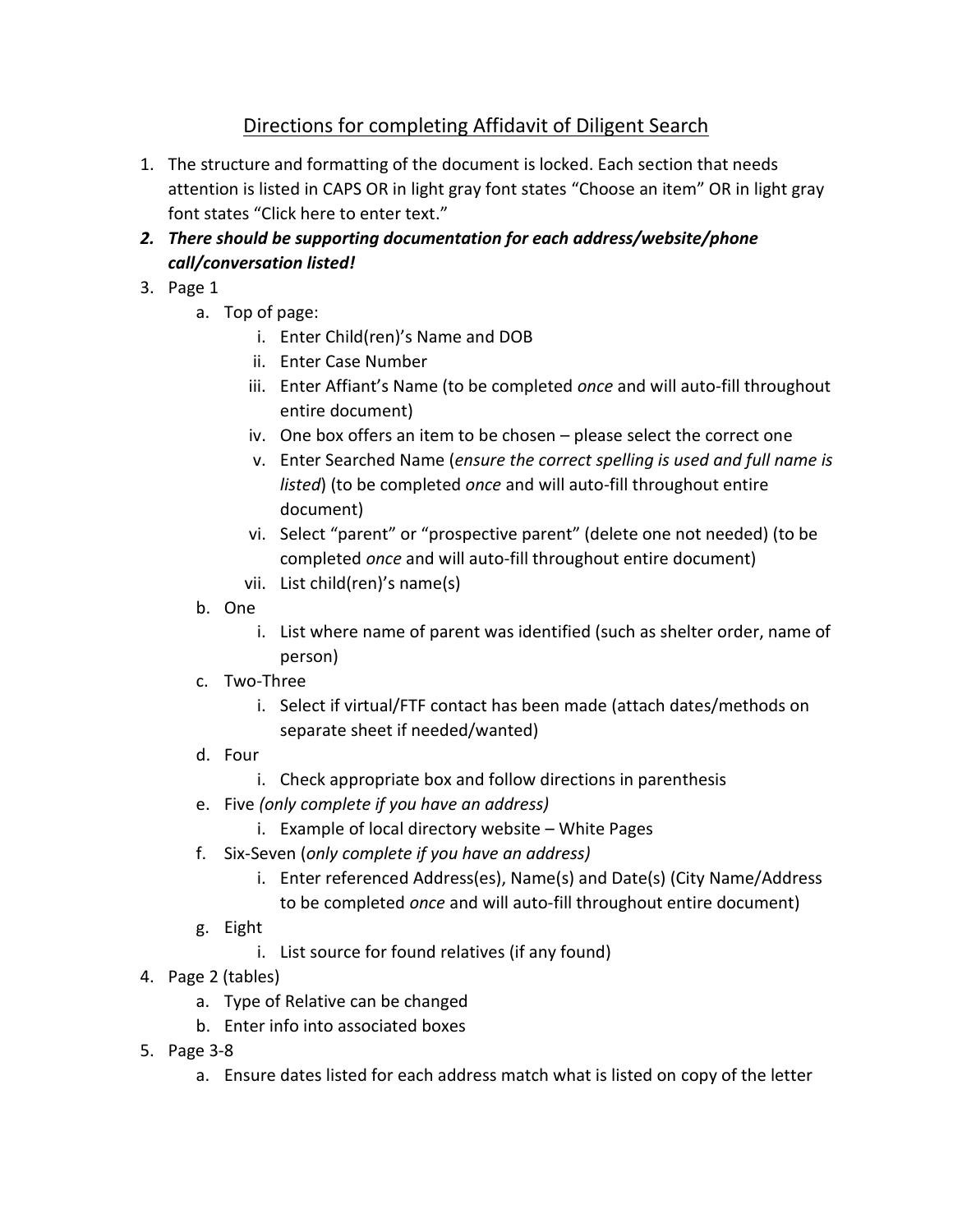# Directions for completing Affidavit of Diligent Search

1. The structure and formatting of the document is locked. Each section that needs attention is listed in CAPS OR in light gray font states "Choose an item" OR in light gray font states "Click here to enter text."
2. ***There should be supporting documentation for each address/website/phone call/conversation listed!***
3. Page 1
   a. Top of page:
      i. Enter Child(ren)'s Name and DOB
      ii. Enter Case Number
      iii. Enter Affiant's Name (to be completed *once* and will auto-fill throughout entire document)
      iv. One box offers an item to be chosen – please select the correct one
      v. Enter Searched Name (*ensure the correct spelling is used and full name is listed*) (to be completed *once* and will auto-fill throughout entire document)
      vi. Select "parent" or "prospective parent" (delete one not needed) (to be completed *once* and will auto-fill throughout entire document)
      vii. List child(ren)'s name(s)
   b. One
      i. List where name of parent was identified (such as shelter order, name of person)
   c. Two-Three
      i. Select if virtual/FTF contact has been made (attach dates/methods on separate sheet if needed/wanted)
   d. Four
      i. Check appropriate box and follow directions in parenthesis
   e. Five *(only complete if you have an address)*
      i. Example of local directory website – White Pages
   f. Six-Seven (*only complete if you have an address)*
      i. Enter referenced Address(es), Name(s) and Date(s) (City Name/Address to be completed *once* and will auto-fill throughout entire document)
   g. Eight
      i. List source for found relatives (if any found)
4. Page 2 (tables)
   a. Type of Relative can be changed
   b. Enter info into associated boxes
5. Page 3-8
   a. Ensure dates listed for each address match what is listed on copy of the letter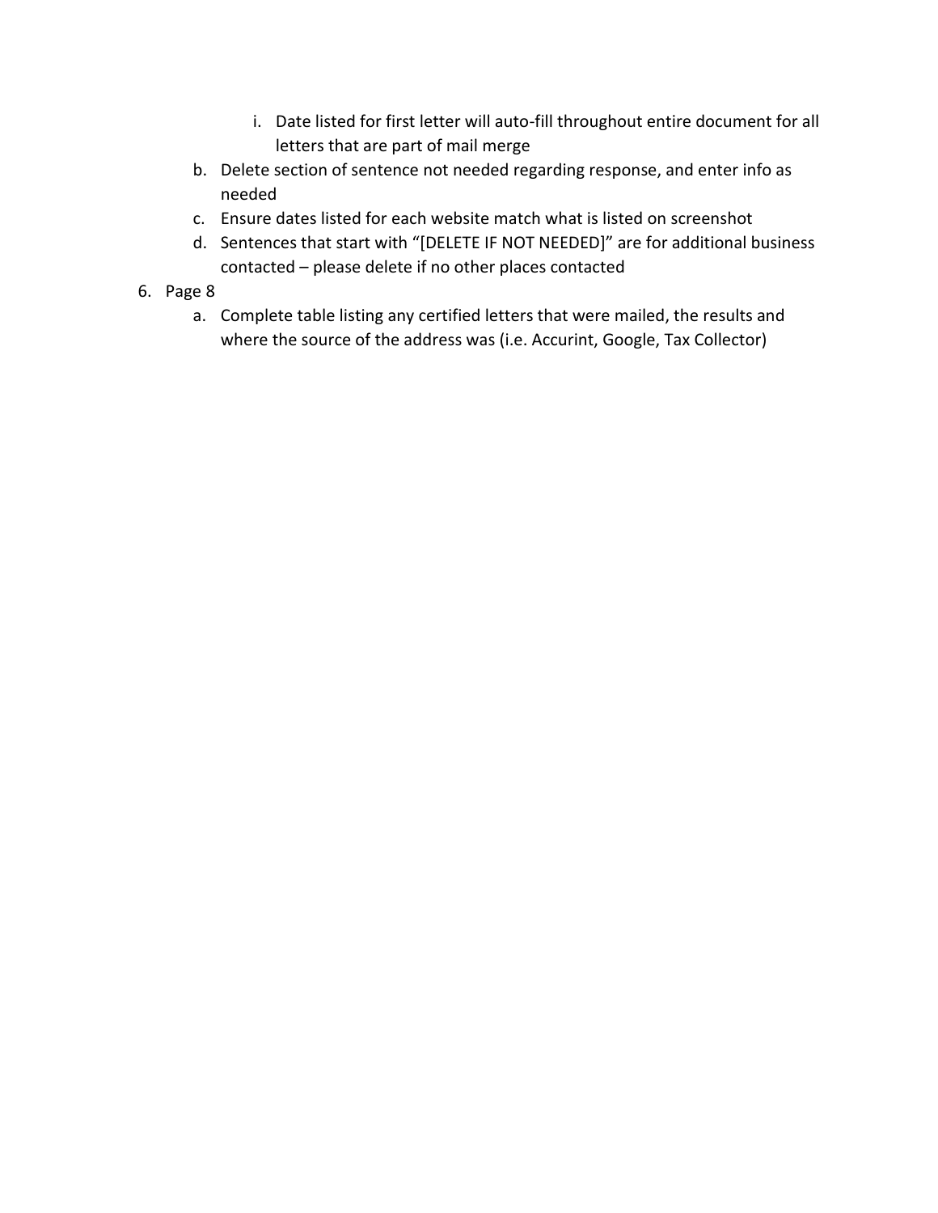i. Date listed for first letter will auto-fill throughout entire document for all letters that are part of mail merge

   b. Delete section of sentence not needed regarding response, and enter info as needed
   c. Ensure dates listed for each website match what is listed on screenshot
   d. Sentences that start with "[DELETE IF NOT NEEDED]" are for additional business contacted – please delete if no other places contacted

6. Page 8
   a. Complete table listing any certified letters that were mailed, the results and where the source of the address was (i.e. Accurint, Google, Tax Collector)